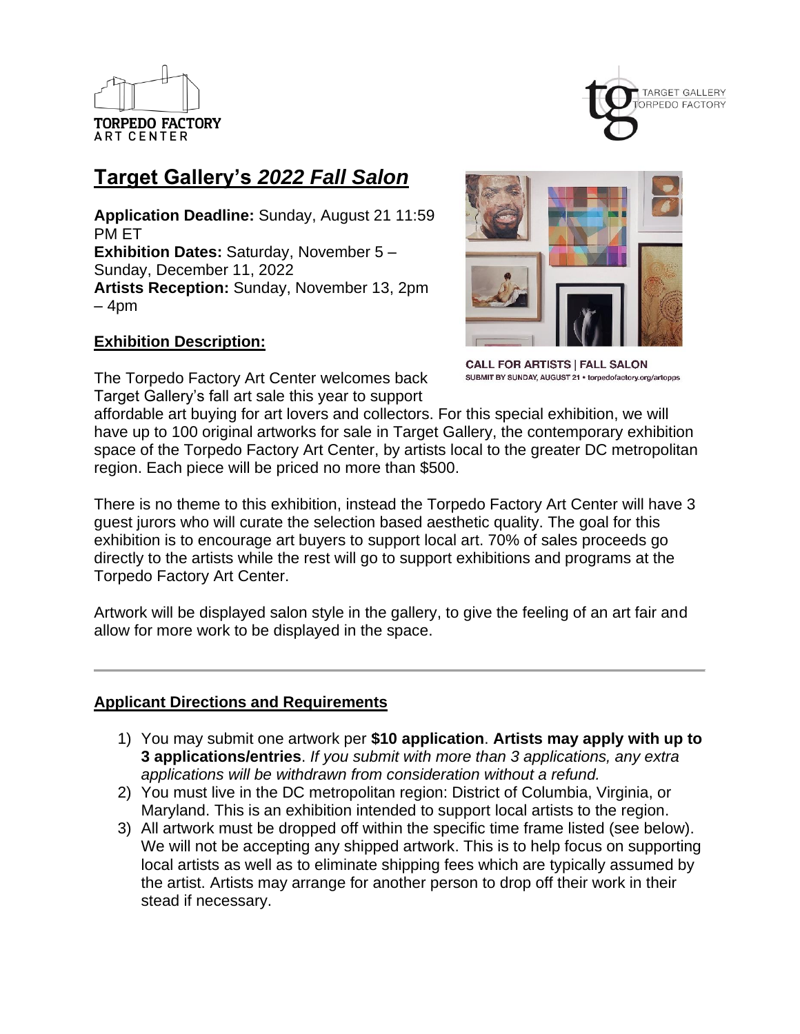TORPEDO FACTORY
ART CENTER

TARGET GALLERY
TORPEDO FACTORY

# Target Gallery's *2022 Fall Salon*

**Application Deadline:** Sunday, August 21 11:59 PM ET
**Exhibition Dates:** Saturday, November 5 – Sunday, December 11, 2022
**Artists Reception:** Sunday, November 13, 2pm – 4pm

CALL FOR ARTISTS | FALL SALON
SUBMIT BY SUNDAY, AUGUST 21 • torpedofactory.org/artopps

## Exhibition Description:

The Torpedo Factory Art Center welcomes back Target Gallery's fall art sale this year to support affordable art buying for art lovers and collectors. For this special exhibition, we will have up to 100 original artworks for sale in Target Gallery, the contemporary exhibition space of the Torpedo Factory Art Center, by artists local to the greater DC metropolitan region. Each piece will be priced no more than $500.

There is no theme to this exhibition, instead the Torpedo Factory Art Center will have 3 guest jurors who will curate the selection based aesthetic quality. The goal for this exhibition is to encourage art buyers to support local art. 70% of sales proceeds go directly to the artists while the rest will go to support exhibitions and programs at the Torpedo Factory Art Center.

Artwork will be displayed salon style in the gallery, to give the feeling of an art fair and allow for more work to be displayed in the space.

---

## Applicant Directions and Requirements

1) You may submit one artwork per **$10 application**. **Artists may apply with up to 3 applications/entries**. *If you submit with more than 3 applications, any extra applications will be withdrawn from consideration without a refund.*
2) You must live in the DC metropolitan region: District of Columbia, Virginia, or Maryland. This is an exhibition intended to support local artists to the region.
3) All artwork must be dropped off within the specific time frame listed (see below). We will not be accepting any shipped artwork. This is to help focus on supporting local artists as well as to eliminate shipping fees which are typically assumed by the artist. Artists may arrange for another person to drop off their work in their stead if necessary.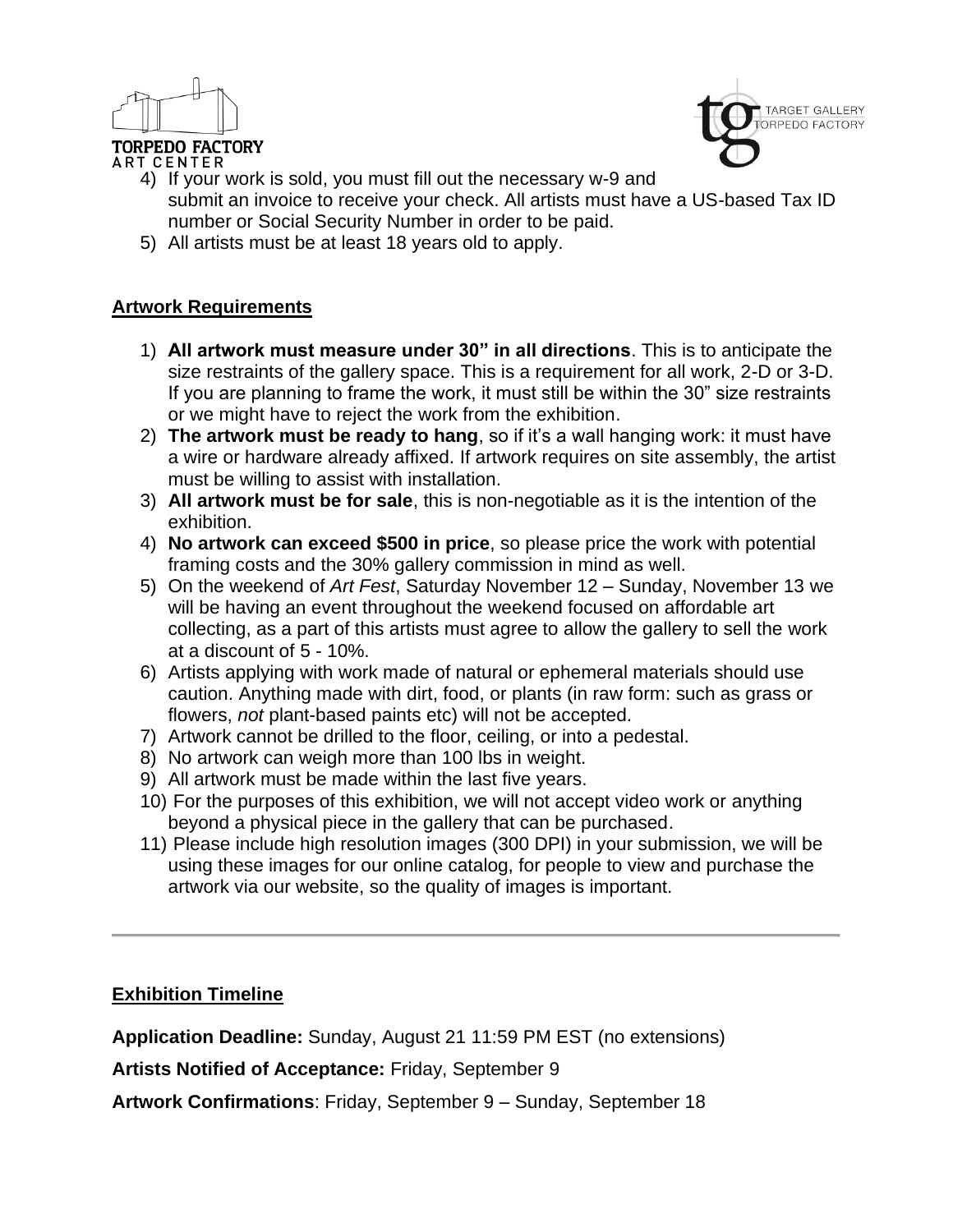4) If your work is sold, you must fill out the necessary w-9 and submit an invoice to receive your check. All artists must have a US-based Tax ID number or Social Security Number in order to be paid.
5) All artists must be at least 18 years old to apply.

## Artwork Requirements

1) **All artwork must measure under 30" in all directions**. This is to anticipate the size restraints of the gallery space. This is a requirement for all work, 2-D or 3-D. If you are planning to frame the work, it must still be within the 30" size restraints or we might have to reject the work from the exhibition.
2) **The artwork must be ready to hang**, so if it's a wall hanging work: it must have a wire or hardware already affixed. If artwork requires on site assembly, the artist must be willing to assist with installation.
3) **All artwork must be for sale**, this is non-negotiable as it is the intention of the exhibition.
4) **No artwork can exceed $500 in price**, so please price the work with potential framing costs and the 30% gallery commission in mind as well.
5) On the weekend of *Art Fest*, Saturday November 12 – Sunday, November 13 we will be having an event throughout the weekend focused on affordable art collecting, as a part of this artists must agree to allow the gallery to sell the work at a discount of 5 - 10%.
6) Artists applying with work made of natural or ephemeral materials should use caution. Anything made with dirt, food, or plants (in raw form: such as grass or flowers, *not* plant-based paints etc) will not be accepted.
7) Artwork cannot be drilled to the floor, ceiling, or into a pedestal.
8) No artwork can weigh more than 100 lbs in weight.
9) All artwork must be made within the last five years.
10) For the purposes of this exhibition, we will not accept video work or anything beyond a physical piece in the gallery that can be purchased.
11) Please include high resolution images (300 DPI) in your submission, we will be using these images for our online catalog, for people to view and purchase the artwork via our website, so the quality of images is important.

---

## Exhibition Timeline

**Application Deadline:** Sunday, August 21 11:59 PM EST (no extensions)

**Artists Notified of Acceptance:** Friday, September 9

**Artwork Confirmations**: Friday, September 9 – Sunday, September 18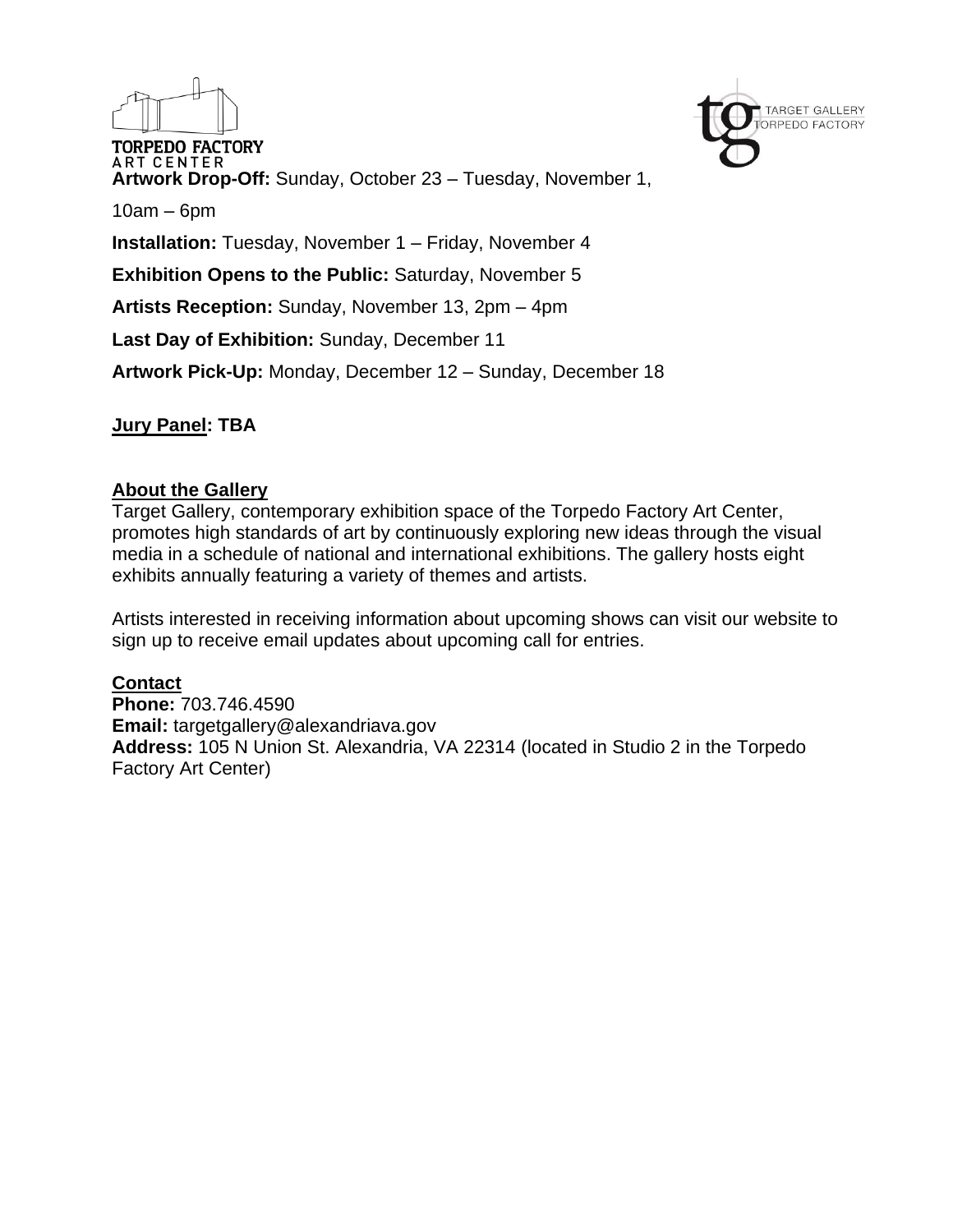**Artwork Drop-Off:** Sunday, October 23 – Tuesday, November 1, 10am – 6pm

**Installation:** Tuesday, November 1 – Friday, November 4

**Exhibition Opens to the Public:** Saturday, November 5

**Artists Reception:** Sunday, November 13, 2pm – 4pm

**Last Day of Exhibition:** Sunday, December 11

**Artwork Pick-Up:** Monday, December 12 – Sunday, December 18

**Jury Panel: TBA**

**About the Gallery**

Target Gallery, contemporary exhibition space of the Torpedo Factory Art Center, promotes high standards of art by continuously exploring new ideas through the visual media in a schedule of national and international exhibitions. The gallery hosts eight exhibits annually featuring a variety of themes and artists.

Artists interested in receiving information about upcoming shows can visit our website to sign up to receive email updates about upcoming call for entries.

**Contact**

**Phone:** 703.746.4590
**Email:** targetgallery@alexandriava.gov
**Address:** 105 N Union St. Alexandria, VA 22314 (located in Studio 2 in the Torpedo Factory Art Center)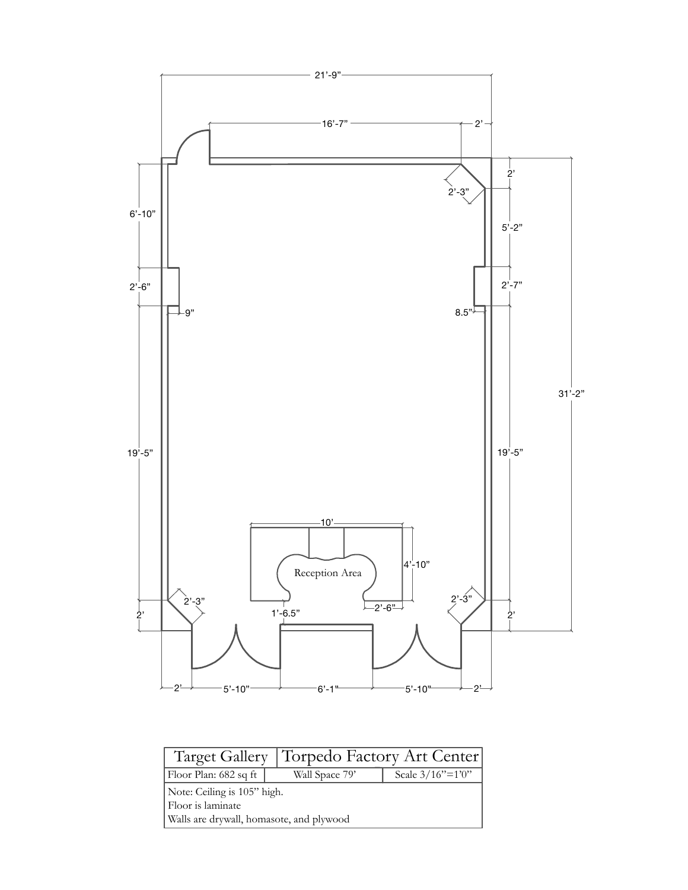21'-9"

16'-7"

2'

2'

2'-3"

5'-2"

6'-10"

2'-6"

2'-7"

9"

8.5"

31'-2"

19'-5"

19'-5"

10'

4'-10"

Reception Area

2'-3"

2'-3"

2'

2'

1'-6.5"

2'-6"

2' 5'-10" 6'-1" 5'-10" 2'

| Target Gallery | Torpedo Factory Art Center | |
|---|---|---|
| Floor Plan: 682 sq ft | Wall Space 79' | Scale 3/16"=1'0" |
| Note: Ceiling is 105" high.<br>Floor is laminate<br>Walls are drywall, homasote, and plywood | | |